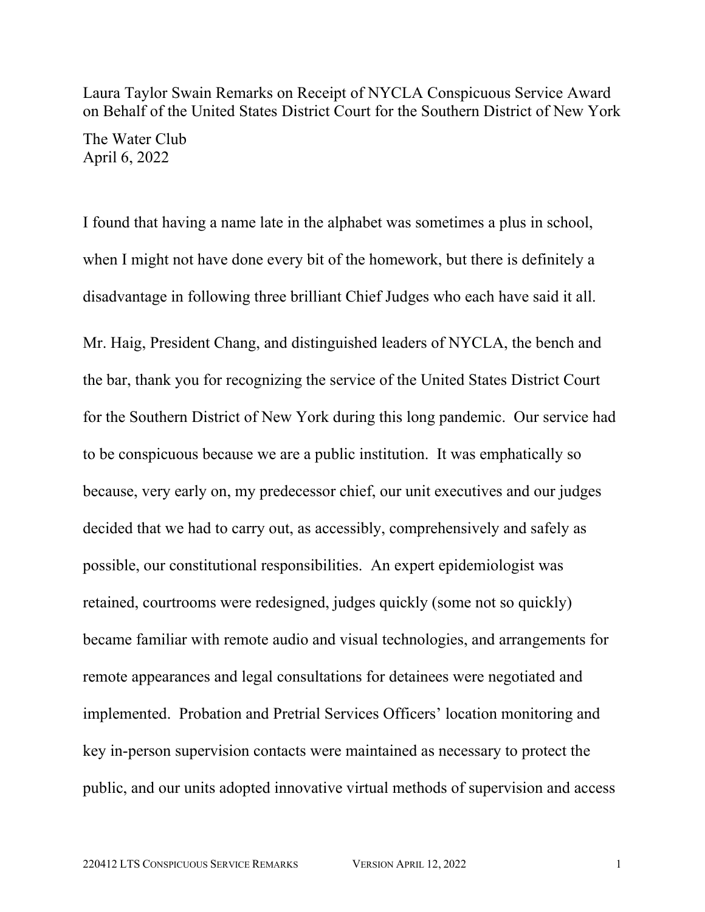Laura Taylor Swain Remarks on Receipt of NYCLA Conspicuous Service Award on Behalf of the United States District Court for the Southern District of New York

The Water Club
April 6, 2022

I found that having a name late in the alphabet was sometimes a plus in school, when I might not have done every bit of the homework, but there is definitely a disadvantage in following three brilliant Chief Judges who each have said it all.

Mr. Haig, President Chang, and distinguished leaders of NYCLA, the bench and the bar, thank you for recognizing the service of the United States District Court for the Southern District of New York during this long pandemic. Our service had to be conspicuous because we are a public institution. It was emphatically so because, very early on, my predecessor chief, our unit executives and our judges decided that we had to carry out, as accessibly, comprehensively and safely as possible, our constitutional responsibilities. An expert epidemiologist was retained, courtrooms were redesigned, judges quickly (some not so quickly) became familiar with remote audio and visual technologies, and arrangements for remote appearances and legal consultations for detainees were negotiated and implemented. Probation and Pretrial Services Officers' location monitoring and key in-person supervision contacts were maintained as necessary to protect the public, and our units adopted innovative virtual methods of supervision and access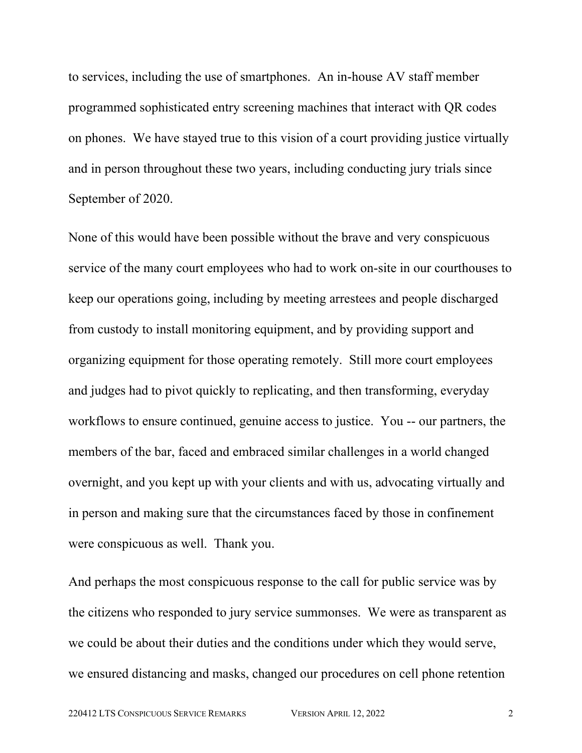to services, including the use of smartphones.  An in-house AV staff member programmed sophisticated entry screening machines that interact with QR codes on phones.  We have stayed true to this vision of a court providing justice virtually and in person throughout these two years, including conducting jury trials since September of 2020.

None of this would have been possible without the brave and very conspicuous service of the many court employees who had to work on-site in our courthouses to keep our operations going, including by meeting arrestees and people discharged from custody to install monitoring equipment, and by providing support and organizing equipment for those operating remotely.  Still more court employees and judges had to pivot quickly to replicating, and then transforming, everyday workflows to ensure continued, genuine access to justice.  You -- our partners, the members of the bar, faced and embraced similar challenges in a world changed overnight, and you kept up with your clients and with us, advocating virtually and in person and making sure that the circumstances faced by those in confinement were conspicuous as well.  Thank you.

And perhaps the most conspicuous response to the call for public service was by the citizens who responded to jury service summonses.  We were as transparent as we could be about their duties and the conditions under which they would serve, we ensured distancing and masks, changed our procedures on cell phone retention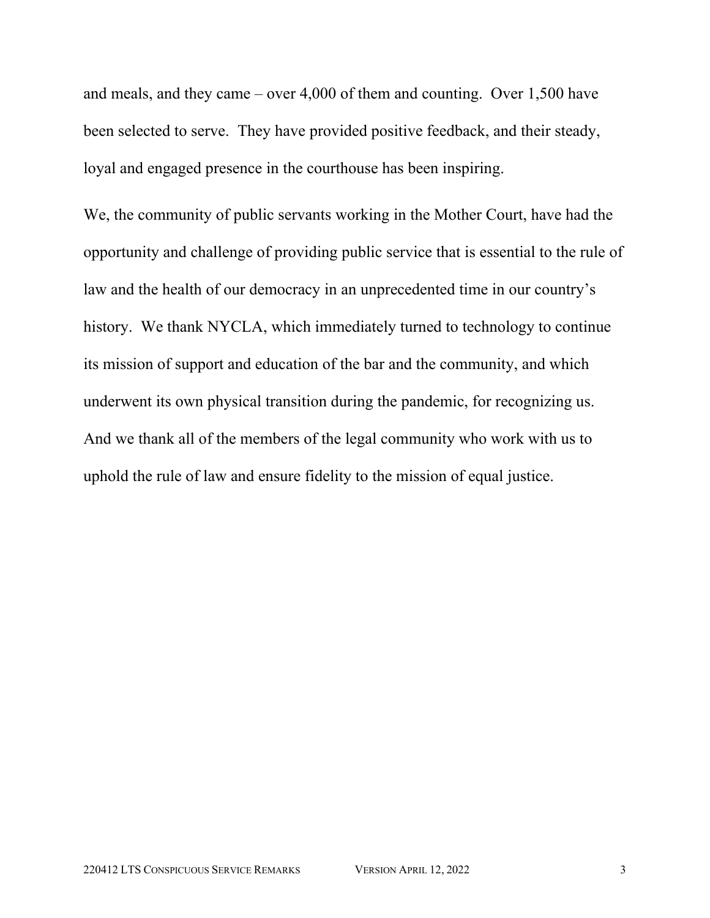and meals, and they came – over 4,000 of them and counting. Over 1,500 have been selected to serve. They have provided positive feedback, and their steady, loyal and engaged presence in the courthouse has been inspiring.

We, the community of public servants working in the Mother Court, have had the opportunity and challenge of providing public service that is essential to the rule of law and the health of our democracy in an unprecedented time in our country's history. We thank NYCLA, which immediately turned to technology to continue its mission of support and education of the bar and the community, and which underwent its own physical transition during the pandemic, for recognizing us. And we thank all of the members of the legal community who work with us to uphold the rule of law and ensure fidelity to the mission of equal justice.